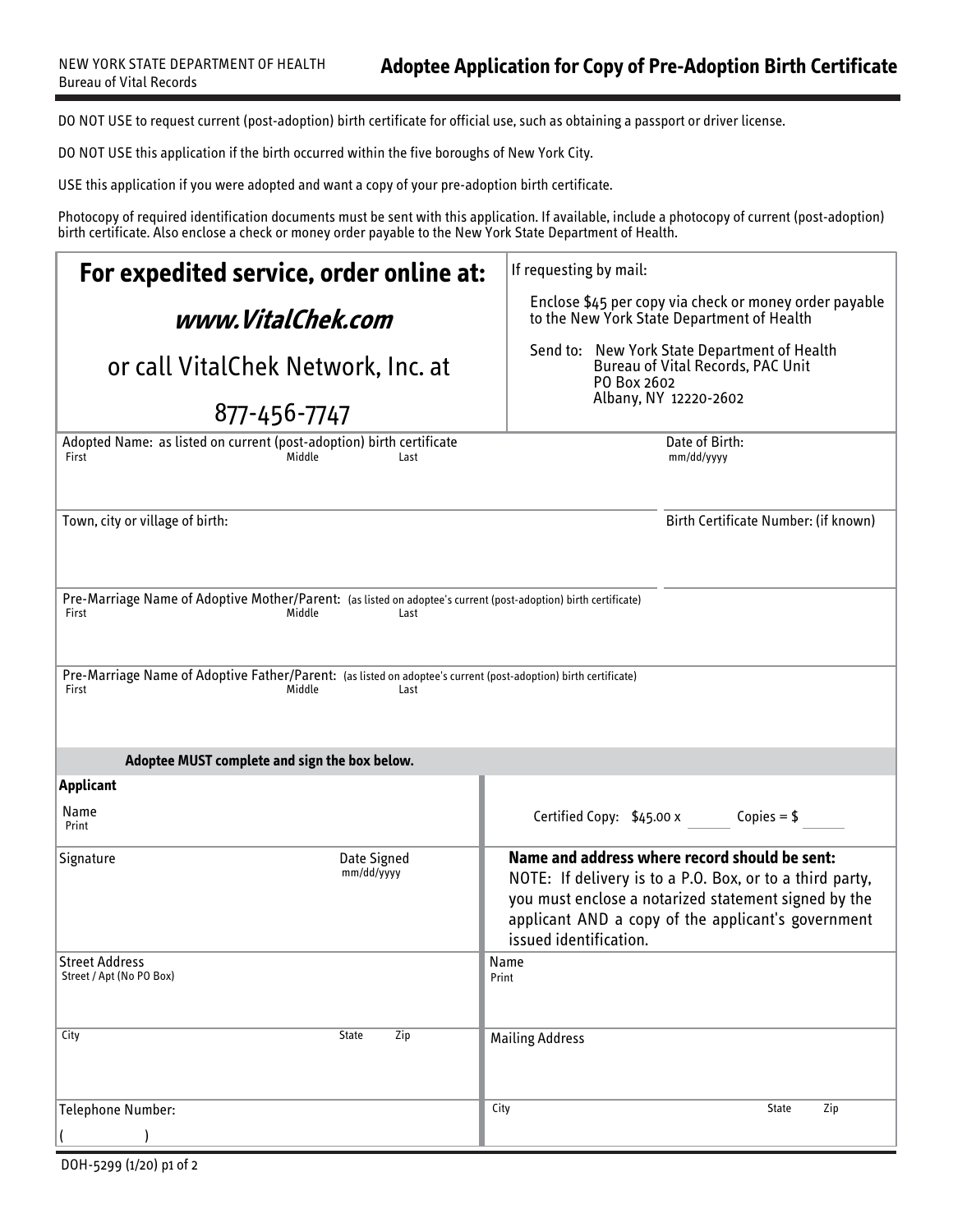NEW YORK STATE DEPARTMENT OF HEALTH
Bureau of Vital Records

# Adoptee Application for Copy of Pre-Adoption Birth Certificate

DO NOT USE to request current (post-adoption) birth certificate for official use, such as obtaining a passport or driver license.

DO NOT USE this application if the birth occurred within the five boroughs of New York City.

USE this application if you were adopted and want a copy of your pre-adoption birth certificate.

Photocopy of required identification documents must be sent with this application. If available, include a photocopy of current (post-adoption) birth certificate. Also enclose a check or money order payable to the New York State Department of Health.

| **For expedited service, order online at:** ***www.VitalChek.com*** or call VitalChek Network, Inc. at 877-456-7747 | If requesting by mail: Enclose $45 per copy via check or money order payable to the New York State Department of Health. Send to: New York State Department of Health, Bureau of Vital Records, PAC Unit, PO Box 2602, Albany, NY 12220-2602 |
|---|---|

| Adopted Name: as listed on current (post-adoption) birth certificate | | | Date of Birth: |
|---|---|---|---|
| First | Middle | Last | mm/dd/yyyy |
| | | | |

| Town, city or village of birth: | Birth Certificate Number: (if known) |
|---|---|
| | |

| Pre-Marriage Name of Adoptive Mother/Parent: (as listed on adoptee's current (post-adoption) birth certificate) | | |
|---|---|---|
| First | Middle | Last |
| | | |

| Pre-Marriage Name of Adoptive Father/Parent: (as listed on adoptee's current (post-adoption) birth certificate) | | |
|---|---|---|
| First | Middle | Last |
| | | |

**Adoptee MUST complete and sign the box below.**

| **Applicant** | | |
|---|---|---|
| Name (Print) | | Certified Copy: $45.00 x ____ Copies = $ ____ |
| Signature | Date Signed (mm/dd/yyyy) | **Name and address where record should be sent:** NOTE: If delivery is to a P.O. Box, or to a third party, you must enclose a notarized statement signed by the applicant AND a copy of the applicant's government issued identification. |
| Street Address (Street / Apt (No PO Box)) | | Name (Print) |
| City / State / Zip | | Mailing Address |
| Telephone Number: ( ) | | City / State / Zip |

DOH-5299 (1/20) p1 of 2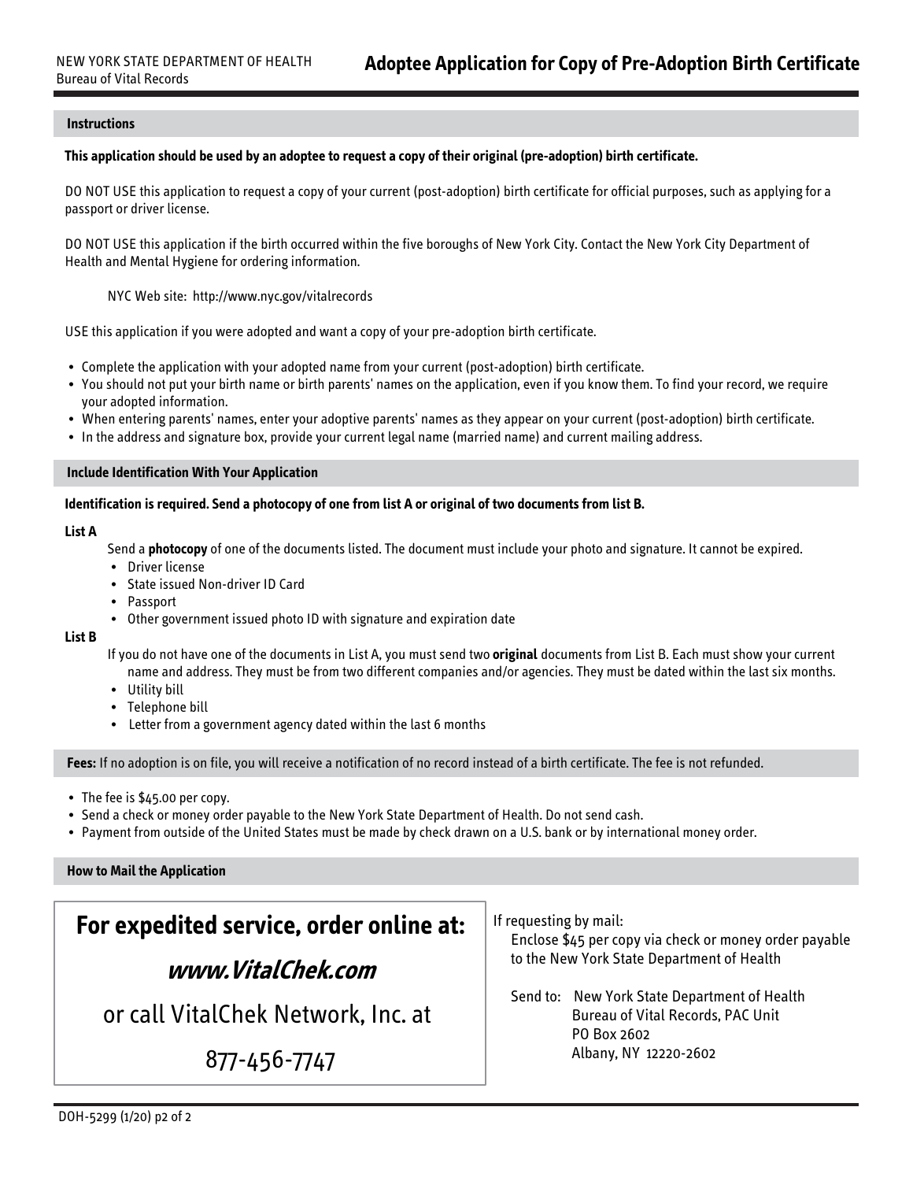NEW YORK STATE DEPARTMENT OF HEALTH
Bureau of Vital Records

# Adoptee Application for Copy of Pre-Adoption Birth Certificate

## Instructions

**This application should be used by an adoptee to request a copy of their original (pre-adoption) birth certificate.**

DO NOT USE this application to request a copy of your current (post-adoption) birth certificate for official purposes, such as applying for a passport or driver license.

DO NOT USE this application if the birth occurred within the five boroughs of New York City. Contact the New York City Department of Health and Mental Hygiene for ordering information.

NYC Web site: http://www.nyc.gov/vitalrecords

USE this application if you were adopted and want a copy of your pre-adoption birth certificate.

- Complete the application with your adopted name from your current (post-adoption) birth certificate.
- You should not put your birth name or birth parents' names on the application, even if you know them. To find your record, we require your adopted information.
- When entering parents' names, enter your adoptive parents' names as they appear on your current (post-adoption) birth certificate.
- In the address and signature box, provide your current legal name (married name) and current mailing address.

## Include Identification With Your Application

**Identification is required. Send a photocopy of one from list A or original of two documents from list B.**

**List A**

Send a **photocopy** of one of the documents listed. The document must include your photo and signature. It cannot be expired.

- Driver license
- State issued Non-driver ID Card
- Passport
- Other government issued photo ID with signature and expiration date

**List B**

If you do not have one of the documents in List A, you must send two **original** documents from List B. Each must show your current name and address. They must be from two different companies and/or agencies. They must be dated within the last six months.

- Utility bill
- Telephone bill
- Letter from a government agency dated within the last 6 months

**Fees:** If no adoption is on file, you will receive a notification of no record instead of a birth certificate. The fee is not refunded.

- The fee is $45.00 per copy.
- Send a check or money order payable to the New York State Department of Health. Do not send cash.
- Payment from outside of the United States must be made by check drawn on a U.S. bank or by international money order.

## How to Mail the Application

**For expedited service, order online at:**

***www.VitalChek.com***

or call VitalChek Network, Inc. at

877-456-7747

If requesting by mail:
Enclose $45 per copy via check or money order payable to the New York State Department of Health

Send to: New York State Department of Health
Bureau of Vital Records, PAC Unit
PO Box 2602
Albany, NY 12220-2602

DOH-5299 (1/20)